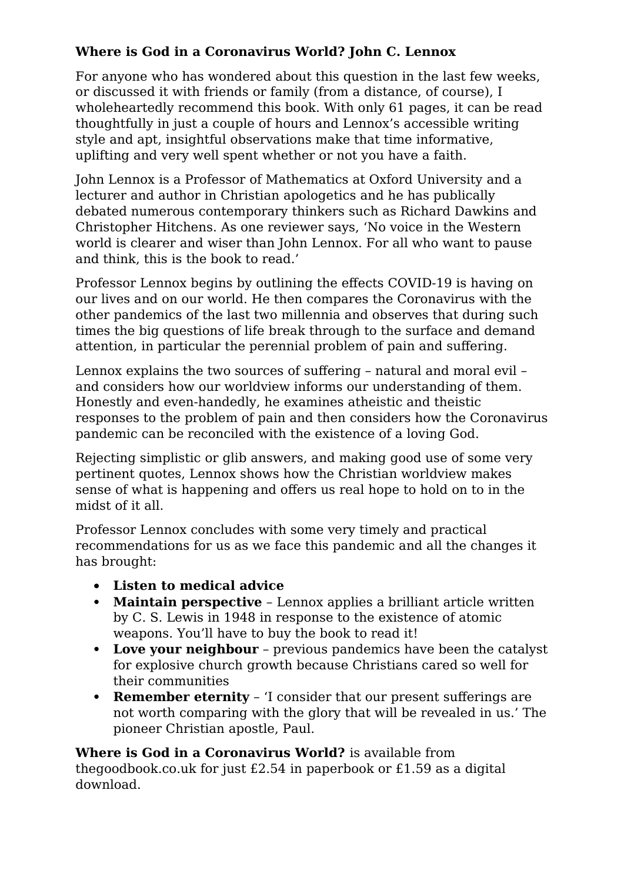**Where is God in a Coronavirus World? John C. Lennox**

For anyone who has wondered about this question in the last few weeks, or discussed it with friends or family (from a distance, of course), I wholeheartedly recommend this book. With only 61 pages, it can be read thoughtfully in just a couple of hours and Lennox's accessible writing style and apt, insightful observations make that time informative, uplifting and very well spent whether or not you have a faith.

John Lennox is a Professor of Mathematics at Oxford University and a lecturer and author in Christian apologetics and he has publically debated numerous contemporary thinkers such as Richard Dawkins and Christopher Hitchens. As one reviewer says, 'No voice in the Western world is clearer and wiser than John Lennox. For all who want to pause and think, this is the book to read.'

Professor Lennox begins by outlining the effects COVID-19 is having on our lives and on our world. He then compares the Coronavirus with the other pandemics of the last two millennia and observes that during such times the big questions of life break through to the surface and demand attention, in particular the perennial problem of pain and suffering.

Lennox explains the two sources of suffering – natural and moral evil – and considers how our worldview informs our understanding of them. Honestly and even-handedly, he examines atheistic and theistic responses to the problem of pain and then considers how the Coronavirus pandemic can be reconciled with the existence of a loving God.

Rejecting simplistic or glib answers, and making good use of some very pertinent quotes, Lennox shows how the Christian worldview makes sense of what is happening and offers us real hope to hold on to in the midst of it all.

Professor Lennox concludes with some very timely and practical recommendations for us as we face this pandemic and all the changes it has brought:

- **Listen to medical advice**
- **Maintain perspective** – Lennox applies a brilliant article written by C. S. Lewis in 1948 in response to the existence of atomic weapons. You'll have to buy the book to read it!
- **Love your neighbour** – previous pandemics have been the catalyst for explosive church growth because Christians cared so well for their communities
- **Remember eternity** – 'I consider that our present sufferings are not worth comparing with the glory that will be revealed in us.' The pioneer Christian apostle, Paul.

**Where is God in a Coronavirus World?** is available from thegoodbook.co.uk for just £2.54 in paperbook or £1.59 as a digital download.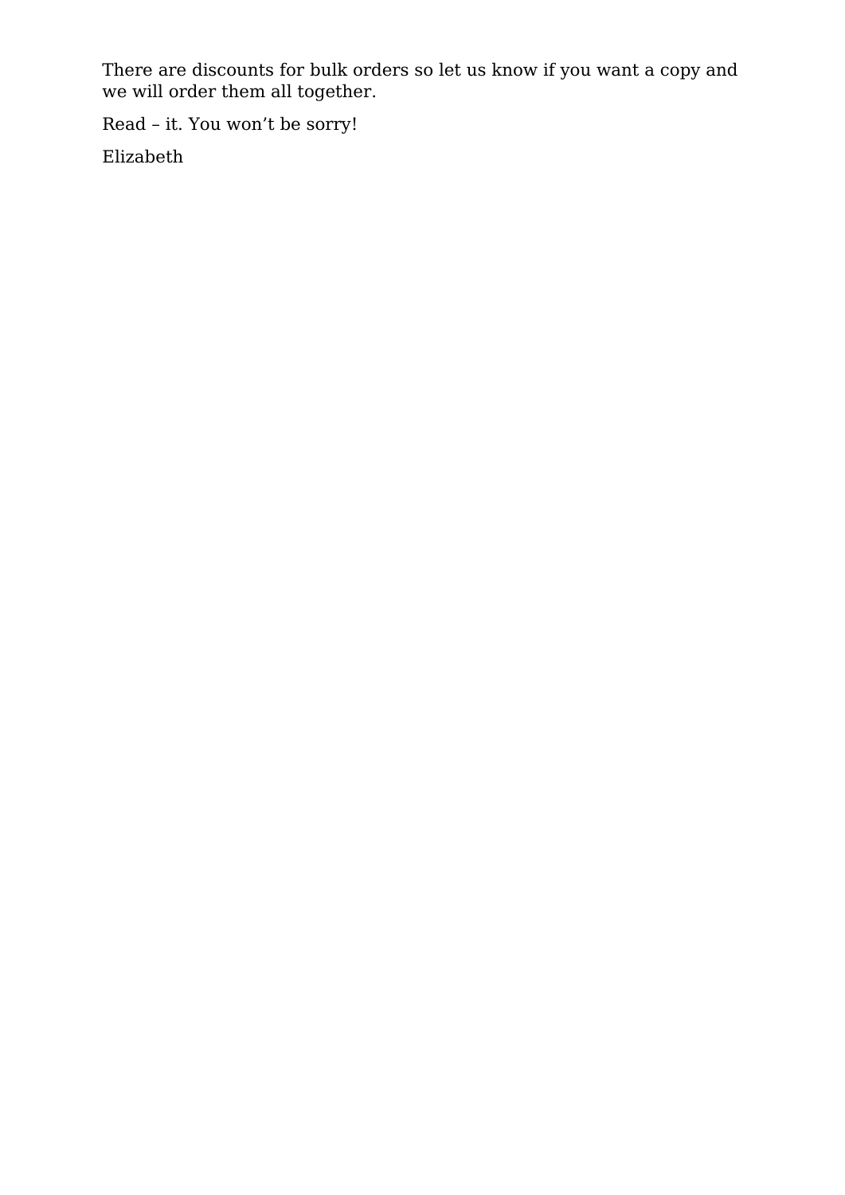There are discounts for bulk orders so let us know if you want a copy and we will order them all together.

Read – it. You won’t be sorry!

Elizabeth